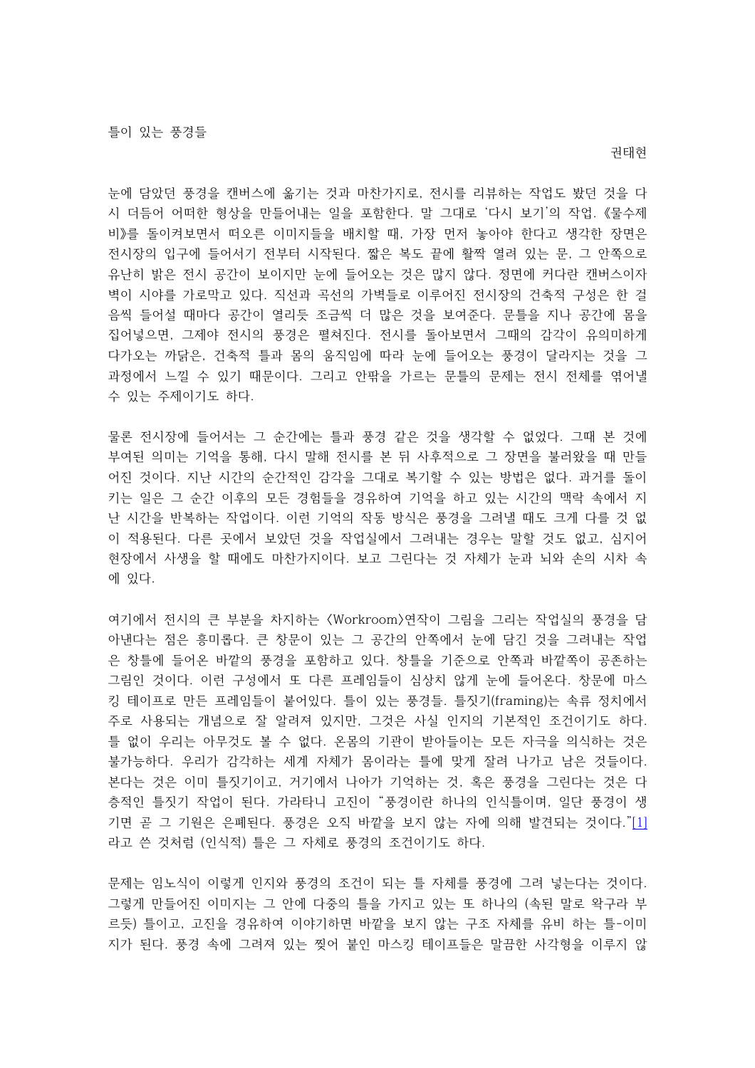# 틀이 있는 풍경들

권태현

눈에 담았던 풍경을 캔버스에 옮기는 것과 마찬가지로, 전시를 리뷰하는 작업도 봤던 것을 다시 더듬어 어떠한 형상을 만들어내는 일을 포함한다. 말 그대로 '다시 보기'의 작업. 《물수제비》를 돌이켜보면서 떠오른 이미지들을 배치할 때, 가장 먼저 놓아야 한다고 생각한 장면은 전시장의 입구에 들어서기 전부터 시작된다. 짧은 복도 끝에 활짝 열려 있는 문, 그 안쪽으로 유난히 밝은 전시 공간이 보이지만 눈에 들어오는 것은 많지 않다. 정면에 커다란 캔버스이자 벽이 시야를 가로막고 있다. 직선과 곡선의 가벽들로 이루어진 전시장의 건축적 구성은 한 걸음씩 들어설 때마다 공간이 열리듯 조금씩 더 많은 것을 보여준다. 문틀을 지나 공간에 몸을 집어넣으면, 그제야 전시의 풍경은 펼쳐진다. 전시를 돌아보면서 그때의 감각이 유의미하게 다가오는 까닭은, 건축적 틀과 몸의 움직임에 따라 눈에 들어오는 풍경이 달라지는 것을 그 과정에서 느낄 수 있기 때문이다. 그리고 안팎을 가르는 문틀의 문제는 전시 전체를 엮어낼 수 있는 주제이기도 하다.

물론 전시장에 들어서는 그 순간에는 틀과 풍경 같은 것을 생각할 수 없었다. 그때 본 것에 부여된 의미는 기억을 통해, 다시 말해 전시를 본 뒤 사후적으로 그 장면을 불러왔을 때 만들어진 것이다. 지난 시간의 순간적인 감각을 그대로 복기할 수 있는 방법은 없다. 과거를 돌이키는 일은 그 순간 이후의 모든 경험들을 경유하여 기억을 하고 있는 시간의 맥락 속에서 지난 시간을 반복하는 작업이다. 이런 기억의 작동 방식은 풍경을 그려낼 때도 크게 다를 것 없이 적용된다. 다른 곳에서 보았던 것을 작업실에서 그려내는 경우는 말할 것도 없고, 심지어 현장에서 사생을 할 때에도 마찬가지이다. 보고 그린다는 것 자체가 눈과 뇌와 손의 시차 속에 있다.

여기에서 전시의 큰 부분을 차지하는 〈Workroom〉연작이 그림을 그리는 작업실의 풍경을 담아낸다는 점은 흥미롭다. 큰 창문이 있는 그 공간의 안쪽에서 눈에 담긴 것을 그려내는 작업은 창틀에 들어온 바깥의 풍경을 포함하고 있다. 창틀을 기준으로 안쪽과 바깥쪽이 공존하는 그림인 것이다. 이런 구성에서 또 다른 프레임들이 심상치 않게 눈에 들어온다. 창문에 마스킹 테이프로 만든 프레임들이 붙어있다. 틀이 있는 풍경들. 틀짓기(framing)는 속류 정치에서 주로 사용되는 개념으로 잘 알려져 있지만, 그것은 사실 인지의 기본적인 조건이기도 하다. 틀 없이 우리는 아무것도 볼 수 없다. 온몸의 기관이 받아들이는 모든 자극을 의식하는 것은 불가능하다. 우리가 감각하는 세계 자체가 몸이라는 틀에 맞게 잘려 나가고 남은 것들이다. 본다는 것은 이미 틀짓기이고, 거기에서 나아가 기억하는 것, 혹은 풍경을 그린다는 것은 다층적인 틀짓기 작업이 된다. 가라타니 고진이 "풍경이란 하나의 인식틀이며, 일단 풍경이 생기면 곧 그 기원은 은폐된다. 풍경은 오직 바깥을 보지 않는 자에 의해 발견되는 것이다."[1]라고 쓴 것처럼 (인식적) 틀은 그 자체로 풍경의 조건이기도 하다.

문제는 임노식이 이렇게 인지와 풍경의 조건이 되는 틀 자체를 풍경에 그려 넣는다는 것이다. 그렇게 만들어진 이미지는 그 안에 다중의 틀을 가지고 있는 또 하나의 (속된 말로 왁구라 부르듯) 틀이고, 고진을 경유하여 이야기하면 바깥을 보지 않는 구조 자체를 유비 하는 틀-이미지가 된다. 풍경 속에 그려져 있는 찢어 붙인 마스킹 테이프들은 말끔한 사각형을 이루지 않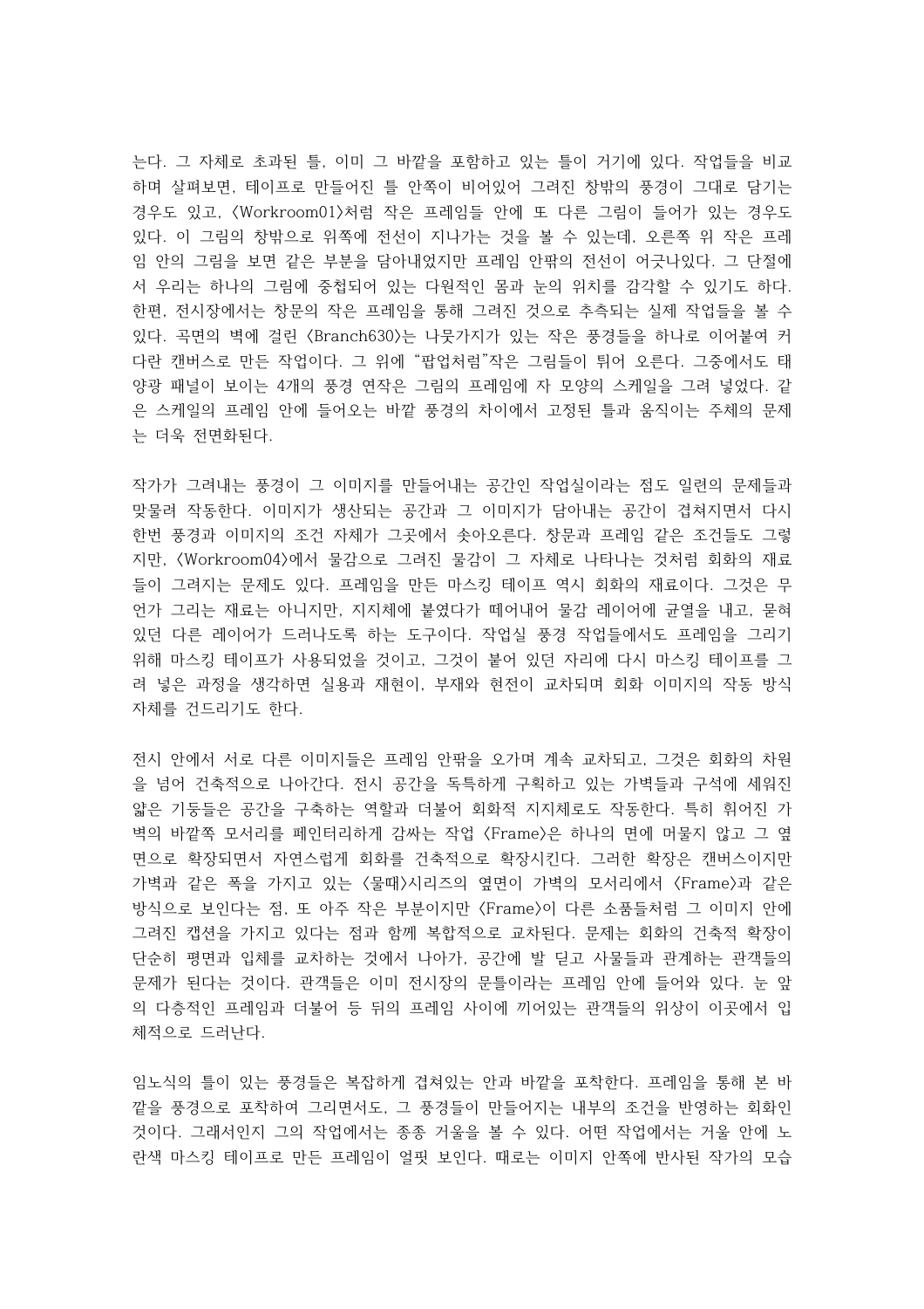는다. 그 자체로 초과된 틀, 이미 그 바깥을 포함하고 있는 틀이 거기에 있다. 작업들을 비교하며 살펴보면, 테이프로 만들어진 틀 안쪽이 비어있어 그려진 창밖의 풍경이 그대로 담기는 경우도 있고, <Workroom01>처럼 작은 프레임들 안에 또 다른 그림이 들어가 있는 경우도 있다. 이 그림의 창밖으로 위쪽에 전선이 지나가는 것을 볼 수 있는데, 오른쪽 위 작은 프레임 안의 그림을 보면 같은 부분을 담아내었지만 프레임 안팎의 전선이 어긋나있다. 그 단절에서 우리는 하나의 그림에 중첩되어 있는 다원적인 몸과 눈의 위치를 감각할 수 있기도 하다. 한편, 전시장에서는 창문의 작은 프레임을 통해 그려진 것으로 추측되는 실제 작업들을 볼 수 있다. 곡면의 벽에 걸린 <Branch630>는 나뭇가지가 있는 작은 풍경들을 하나로 이어붙여 커다란 캔버스로 만든 작업이다. 그 위에 "팝업처럼"작은 그림들이 튀어 오른다. 그중에서도 태양광 패널이 보이는 4개의 풍경 연작은 그림의 프레임에 자 모양의 스케일을 그려 넣었다. 같은 스케일의 프레임 안에 들어오는 바깥 풍경의 차이에서 고정된 틀과 움직이는 주체의 문제는 더욱 전면화된다.

작가가 그려내는 풍경이 그 이미지를 만들어내는 공간인 작업실이라는 점도 일련의 문제들과 맞물려 작동한다. 이미지가 생산되는 공간과 그 이미지가 담아내는 공간이 겹쳐지면서 다시 한번 풍경과 이미지의 조건 자체가 그곳에서 솟아오른다. 창문과 프레임 같은 조건들도 그렇지만, <Workroom04>에서 물감으로 그려진 물감이 그 자체로 나타나는 것처럼 회화의 재료들이 그려지는 문제도 있다. 프레임을 만든 마스킹 테이프 역시 회화의 재료이다. 그것은 무언가 그리는 재료는 아니지만, 지지체에 붙였다가 떼어내어 물감 레이어에 균열을 내고, 묻혀있던 다른 레이어가 드러나도록 하는 도구이다. 작업실 풍경 작업들에서도 프레임을 그리기 위해 마스킹 테이프가 사용되었을 것이고, 그것이 붙어 있던 자리에 다시 마스킹 테이프를 그려 넣은 과정을 생각하면 실용과 재현이, 부재와 현전이 교차되며 회화 이미지의 작동 방식 자체를 건드리기도 한다.

전시 안에서 서로 다른 이미지들은 프레임 안팎을 오가며 계속 교차되고, 그것은 회화의 차원을 넘어 건축적으로 나아간다. 전시 공간을 독특하게 구획하고 있는 가벽들과 구석에 세워진 얇은 기둥들은 공간을 구축하는 역할과 더불어 회화적 지지체로도 작동한다. 특히 휘어진 가벽의 바깥쪽 모서리를 페인터리하게 감싸는 작업 <Frame>은 하나의 면에 머물지 않고 그 옆면으로 확장되면서 자연스럽게 회화를 건축적으로 확장시킨다. 그러한 확장은 캔버스이지만 가벽과 같은 폭을 가지고 있는 <물때>시리즈의 옆면이 가벽의 모서리에서 <Frame>과 같은 방식으로 보인다는 점, 또 아주 작은 부분이지만 <Frame>이 다른 소품들처럼 그 이미지 안에 그려진 캡션을 가지고 있다는 점과 함께 복합적으로 교차된다. 문제는 회화의 건축적 확장이 단순히 평면과 입체를 교차하는 것에서 나아가, 공간에 발 딛고 사물들과 관계하는 관객들의 문제가 된다는 것이다. 관객들은 이미 전시장의 문틀이라는 프레임 안에 들어와 있다. 눈 앞의 다층적인 프레임과 더불어 등 뒤의 프레임 사이에 끼어있는 관객들의 위상이 이곳에서 입체적으로 드러난다.

임노식의 틀이 있는 풍경들은 복잡하게 겹쳐있는 안과 바깥을 포착한다. 프레임을 통해 본 바깥을 풍경으로 포착하여 그리면서도, 그 풍경들이 만들어지는 내부의 조건을 반영하는 회화인 것이다. 그래서인지 그의 작업에서는 종종 거울을 볼 수 있다. 어떤 작업에서는 거울 안에 노란색 마스킹 테이프로 만든 프레임이 얼핏 보인다. 때로는 이미지 안쪽에 반사된 작가의 모습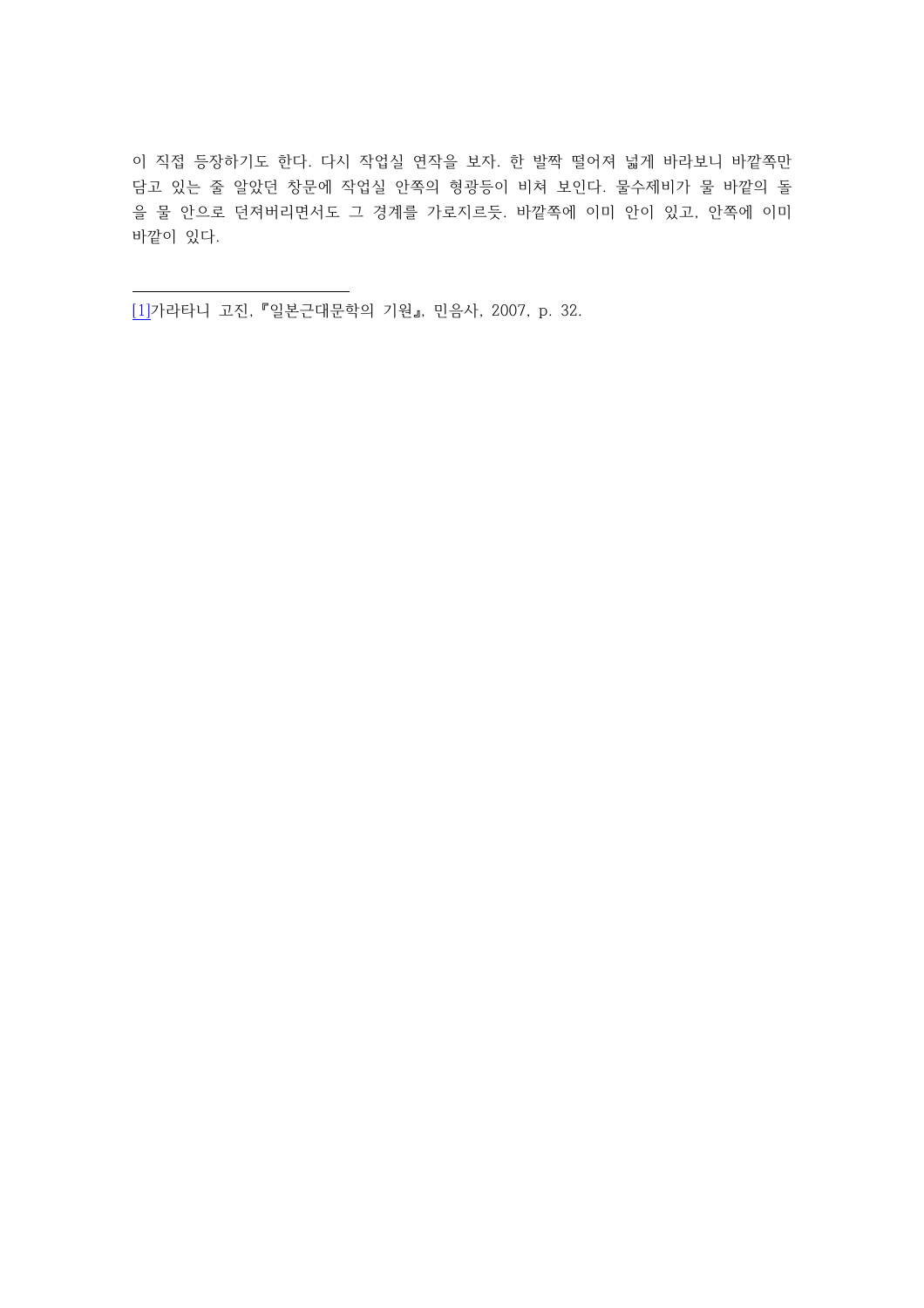이 직접 등장하기도 한다. 다시 작업실 연작을 보자. 한 발짝 떨어져 넓게 바라보니 바깥쪽만 담고 있는 줄 알았던 창문에 작업실 안쪽의 형광등이 비쳐 보인다. 물수제비가 물 바깥의 돌을 물 안으로 던져버리면서도 그 경계를 가로지르듯. 바깥쪽에 이미 안이 있고, 안쪽에 이미 바깥이 있다.

---

[1]가라타니 고진, 『일본근대문학의 기원』, 민음사, 2007, p. 32.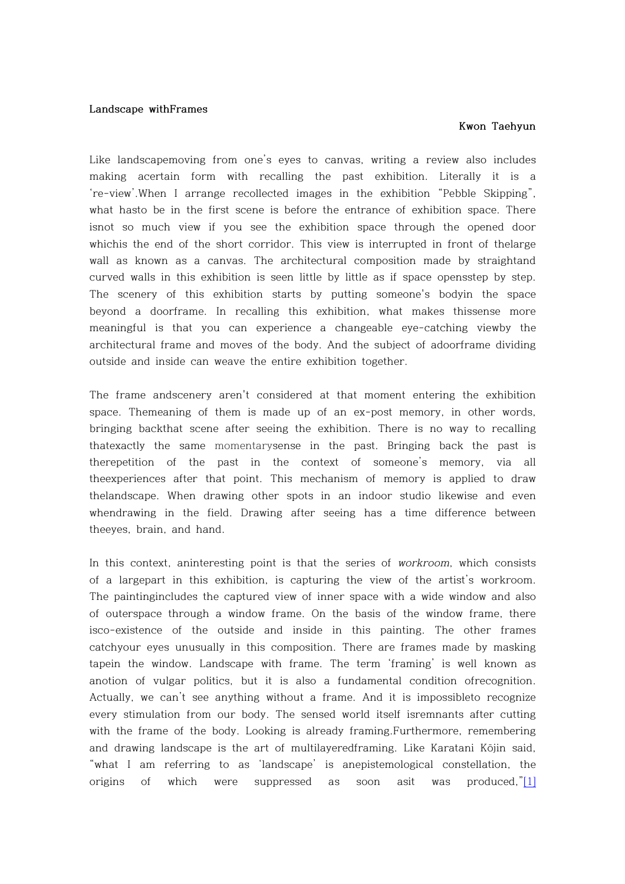**Landscape withFrames**

**Kwon Taehyun**

Like landscapemoving from one's eyes to canvas, writing a review also includes making acertain form with recalling the past exhibition. Literally it is a 're-view'.When I arrange recollected images in the exhibition "Pebble Skipping", what hasto be in the first scene is before the entrance of exhibition space. There isnot so much view if you see the exhibition space through the opened door whichis the end of the short corridor. This view is interrupted in front of thelarge wall as known as a canvas. The architectural composition made by straightand curved walls in this exhibition is seen little by little as if space opensstep by step. The scenery of this exhibition starts by putting someone's bodyin the space beyond a doorframe. In recalling this exhibition, what makes thissense more meaningful is that you can experience a changeable eye-catching viewby the architectural frame and moves of the body. And the subject of adoorframe dividing outside and inside can weave the entire exhibition together.

The frame andscenery aren't considered at that moment entering the exhibition space. Themeaning of them is made up of an ex-post memory, in other words, bringing backthat scene after seeing the exhibition. There is no way to recalling thatexactly the same momentarysense in the past. Bringing back the past is therepetition of the past in the context of someone's memory, via all theexperiences after that point. This mechanism of memory is applied to draw thelandscape. When drawing other spots in an indoor studio likewise and even whendrawing in the field. Drawing after seeing has a time difference between theeyes, brain, and hand.

In this context, aninteresting point is that the series of *workroom*, which consists of a largepart in this exhibition, is capturing the view of the artist's workroom. The paintingincludes the captured view of inner space with a wide window and also of outerspace through a window frame. On the basis of the window frame, there isco-existence of the outside and inside in this painting. The other frames catchyour eyes unusually in this composition. There are frames made by masking tapein the window. Landscape with frame. The term 'framing' is well known as anotion of vulgar politics, but it is also a fundamental condition ofrecognition. Actually, we can't see anything without a frame. And it is impossibleto recognize every stimulation from our body. The sensed world itself isremnants after cutting with the frame of the body. Looking is already framing.Furthermore, remembering and drawing landscape is the art of multilayeredframing. Like Karatani Kōjin said, "what I am referring to as 'landscape' is anepistemological constellation, the origins of which were suppressed as soon asit was produced,"[1]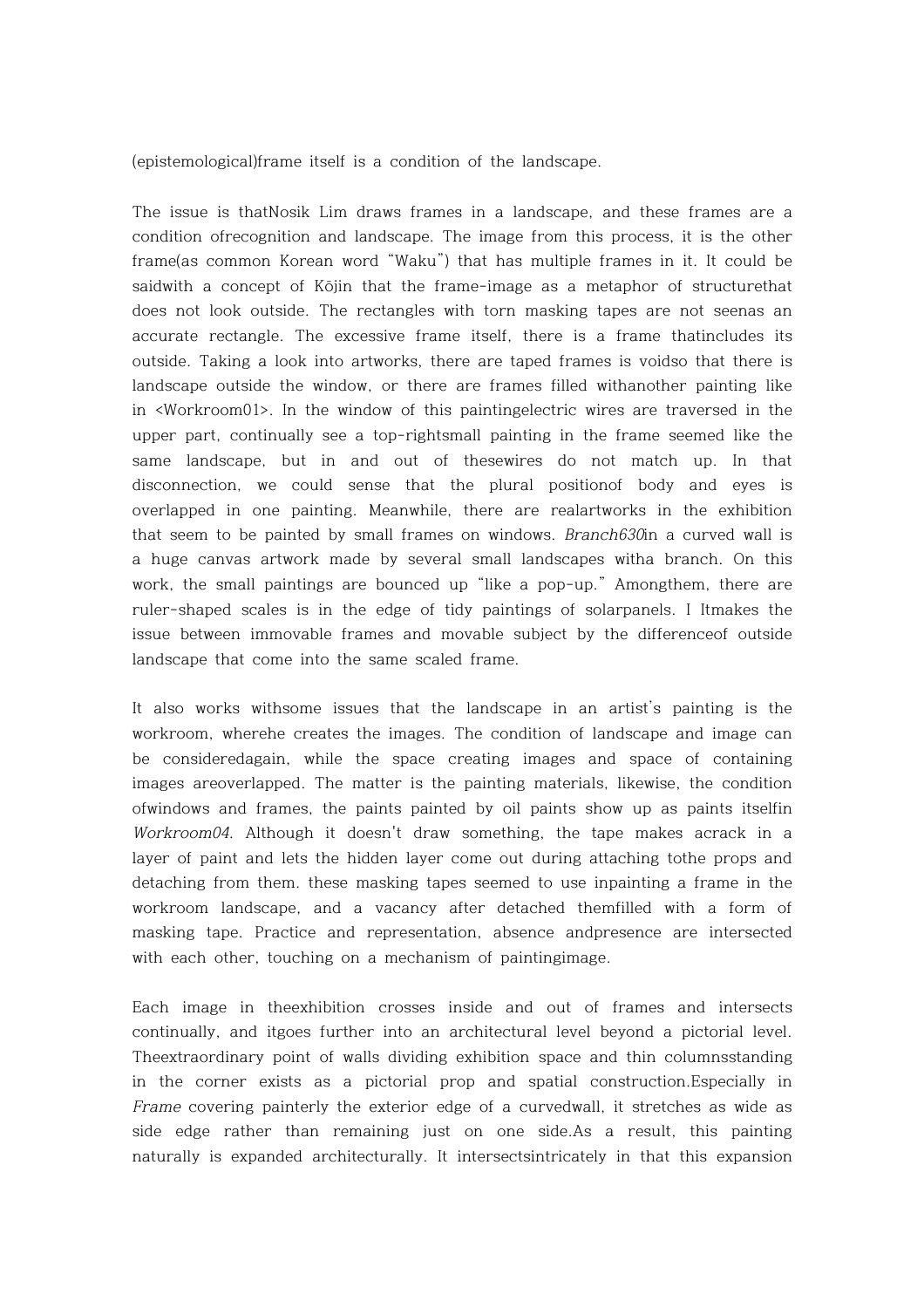(epistemological)frame itself is a condition of the landscape.

The issue is thatNosik Lim draws frames in a landscape, and these frames are a condition ofrecognition and landscape. The image from this process, it is the other frame(as common Korean word “Waku”) that has multiple frames in it. It could be saidwith a concept of Kōjin that the frame-image as a metaphor of structurethat does not look outside. The rectangles with torn masking tapes are not seenas an accurate rectangle. The excessive frame itself, there is a frame thatincludes its outside. Taking a look into artworks, there are taped frames is voidso that there is landscape outside the window, or there are frames filled withanother painting like in <Workroom01>. In the window of this paintingelectric wires are traversed in the upper part, continually see a top-rightsmall painting in the frame seemed like the same landscape, but in and out of thesewires do not match up. In that disconnection, we could sense that the plural positionof body and eyes is overlapped in one painting. Meanwhile, there are realartworks in the exhibition that seem to be painted by small frames on windows. *Branch630*in a curved wall is a huge canvas artwork made by several small landscapes witha branch. On this work, the small paintings are bounced up “like a pop-up.” Amongthem, there are ruler-shaped scales is in the edge of tidy paintings of solarpanels. I Itmakes the issue between immovable frames and movable subject by the differenceof outside landscape that come into the same scaled frame.

It also works withsome issues that the landscape in an artist's painting is the workroom, wherehe creates the images. The condition of landscape and image can be consideredagain, while the space creating images and space of containing images areoverlapped. The matter is the painting materials, likewise, the condition ofwindows and frames, the paints painted by oil paints show up as paints itselfin *Workroom04*. Although it doesn't draw something, the tape makes acrack in a layer of paint and lets the hidden layer come out during attaching tothe props and detaching from them. these masking tapes seemed to use inpainting a frame in the workroom landscape, and a vacancy after detached themfilled with a form of masking tape. Practice and representation, absence andpresence are intersected with each other, touching on a mechanism of paintingimage.

Each image in theexhibition crosses inside and out of frames and intersects continually, and itgoes further into an architectural level beyond a pictorial level. Theextraordinary point of walls dividing exhibition space and thin columnsstanding in the corner exists as a pictorial prop and spatial construction.Especially in *Frame* covering painterly the exterior edge of a curvedwall, it stretches as wide as side edge rather than remaining just on one side.As a result, this painting naturally is expanded architecturally. It intersectsintricately in that this expansion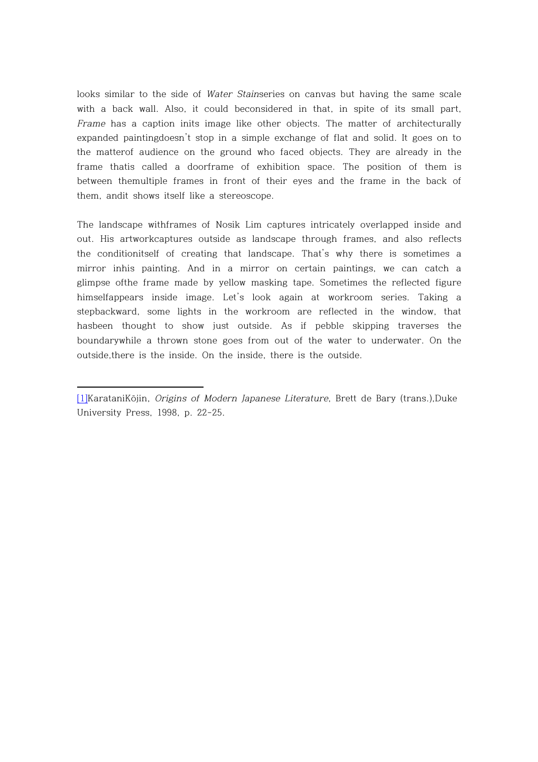looks similar to the side of *Water Stain*series on canvas but having the same scale with a back wall. Also, it could beconsidered in that, in spite of its small part, *Frame* has a caption inits image like other objects. The matter of architecturally expanded paintingdoesn't stop in a simple exchange of flat and solid. It goes on to the matterof audience on the ground who faced objects. They are already in the frame thatis called a doorframe of exhibition space. The position of them is between themultiple frames in front of their eyes and the frame in the back of them, andit shows itself like a stereoscope.

The landscape withframes of Nosik Lim captures intricately overlapped inside and out. His artworkcaptures outside as landscape through frames, and also reflects the conditionitself of creating that landscape. That's why there is sometimes a mirror inhis painting. And in a mirror on certain paintings, we can catch a glimpse ofthe frame made by yellow masking tape. Sometimes the reflected figure himselfappears inside image. Let's look again at workroom series. Taking a stepbackward, some lights in the workroom are reflected in the window, that hasbeen thought to show just outside. As if pebble skipping traverses the boundarywhile a thrown stone goes from out of the water to underwater. On the outside,there is the inside. On the inside, there is the outside.

---

[1]KarataniKōjin, *Origins of Modern Japanese Literature*, Brett de Bary (trans.),Duke University Press, 1998, p. 22-25.